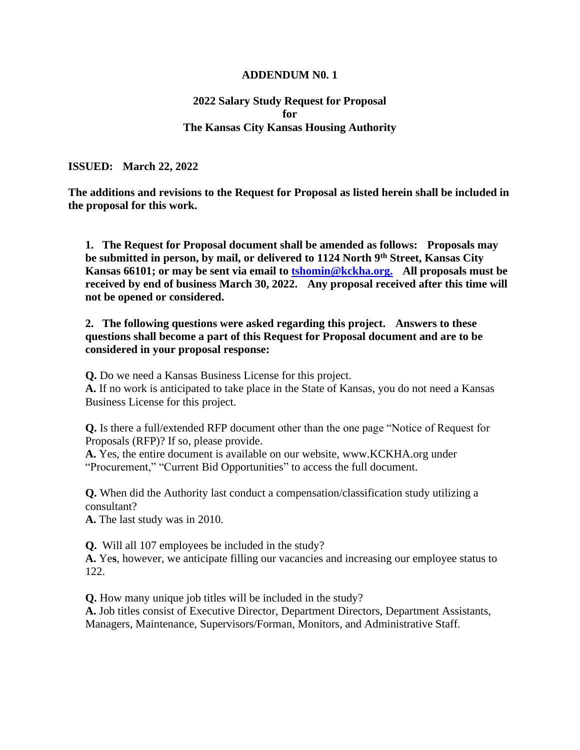**ADDENDUM N0. 1**

**2022 Salary Study Request for Proposal**
**for**
**The Kansas City Kansas Housing Authority**

**ISSUED: March 22, 2022**

**The additions and revisions to the Request for Proposal as listed herein shall be included in the proposal for this work.**

**1. The Request for Proposal document shall be amended as follows: Proposals may be submitted in person, by mail, or delivered to 1124 North 9th Street, Kansas City Kansas 66101; or may be sent via email to [tshomin@kckha.org.](mailto:tshomin@kckha.org) All proposals must be received by end of business March 30, 2022. Any proposal received after this time will not be opened or considered.**

**2. The following questions were asked regarding this project. Answers to these questions shall become a part of this Request for Proposal document and are to be considered in your proposal response:**

**Q.** Do we need a Kansas Business License for this project.
**A.** If no work is anticipated to take place in the State of Kansas, you do not need a Kansas Business License for this project.

**Q.** Is there a full/extended RFP document other than the one page "Notice of Request for Proposals (RFP)? If so, please provide.
**A.** Yes, the entire document is available on our website, www.KCKHA.org under "Procurement," "Current Bid Opportunities" to access the full document.

**Q.** When did the Authority last conduct a compensation/classification study utilizing a consultant?
**A.** The last study was in 2010.

**Q.** Will all 107 employees be included in the study?
**A.** Yes, however, we anticipate filling our vacancies and increasing our employee status to 122.

**Q.** How many unique job titles will be included in the study?
**A.** Job titles consist of Executive Director, Department Directors, Department Assistants, Managers, Maintenance, Supervisors/Forman, Monitors, and Administrative Staff.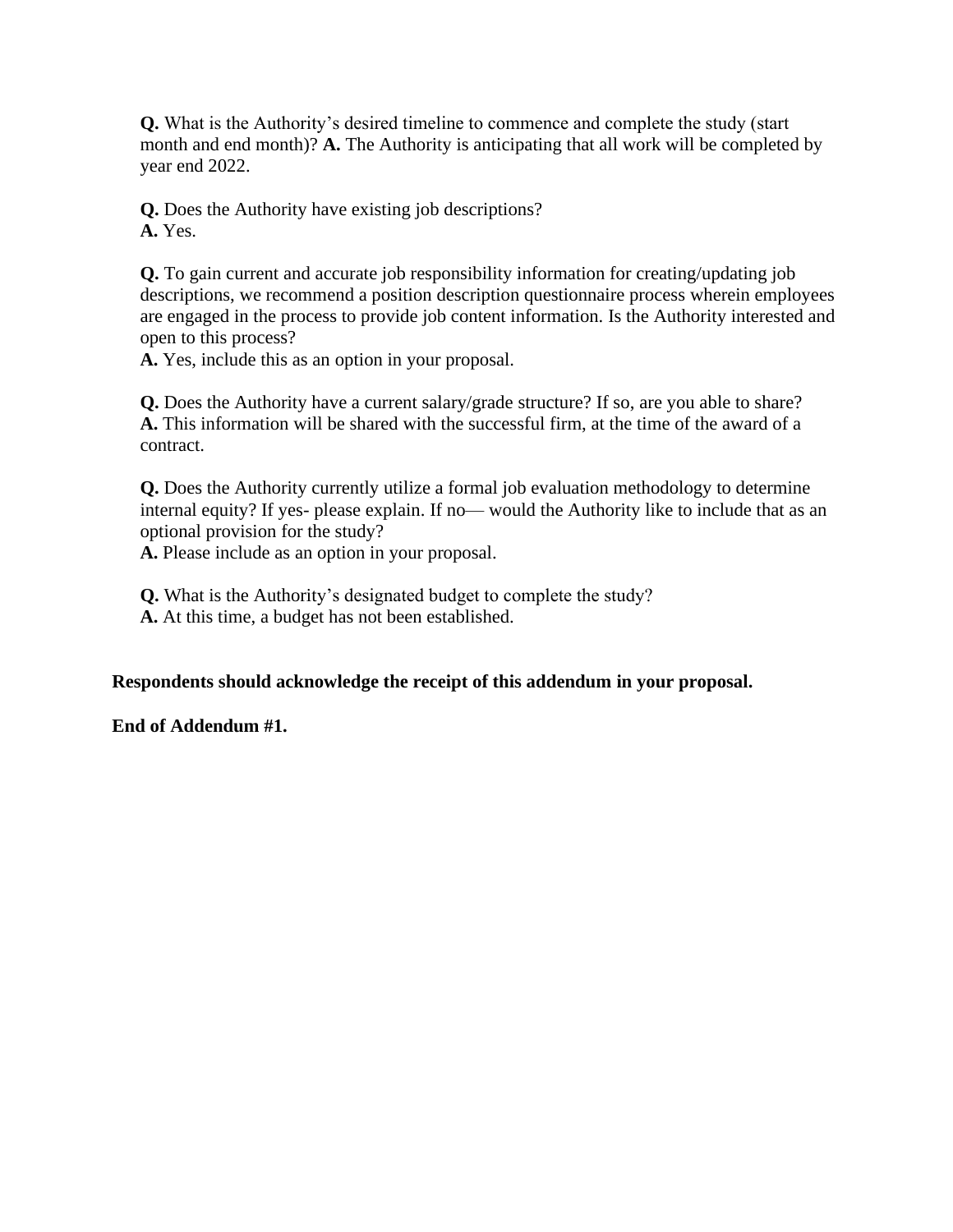**Q.** What is the Authority's desired timeline to commence and complete the study (start month and end month)? **A.** The Authority is anticipating that all work will be completed by year end 2022.

**Q.** Does the Authority have existing job descriptions?
**A.** Yes.

**Q.** To gain current and accurate job responsibility information for creating/updating job descriptions, we recommend a position description questionnaire process wherein employees are engaged in the process to provide job content information. Is the Authority interested and open to this process?
**A.** Yes, include this as an option in your proposal.

**Q.** Does the Authority have a current salary/grade structure? If so, are you able to share?
**A.** This information will be shared with the successful firm, at the time of the award of a contract.

**Q.** Does the Authority currently utilize a formal job evaluation methodology to determine internal equity? If yes- please explain. If no— would the Authority like to include that as an optional provision for the study?
**A.** Please include as an option in your proposal.

**Q.** What is the Authority's designated budget to complete the study?
**A.** At this time, a budget has not been established.

**Respondents should acknowledge the receipt of this addendum in your proposal.**

**End of Addendum #1.**